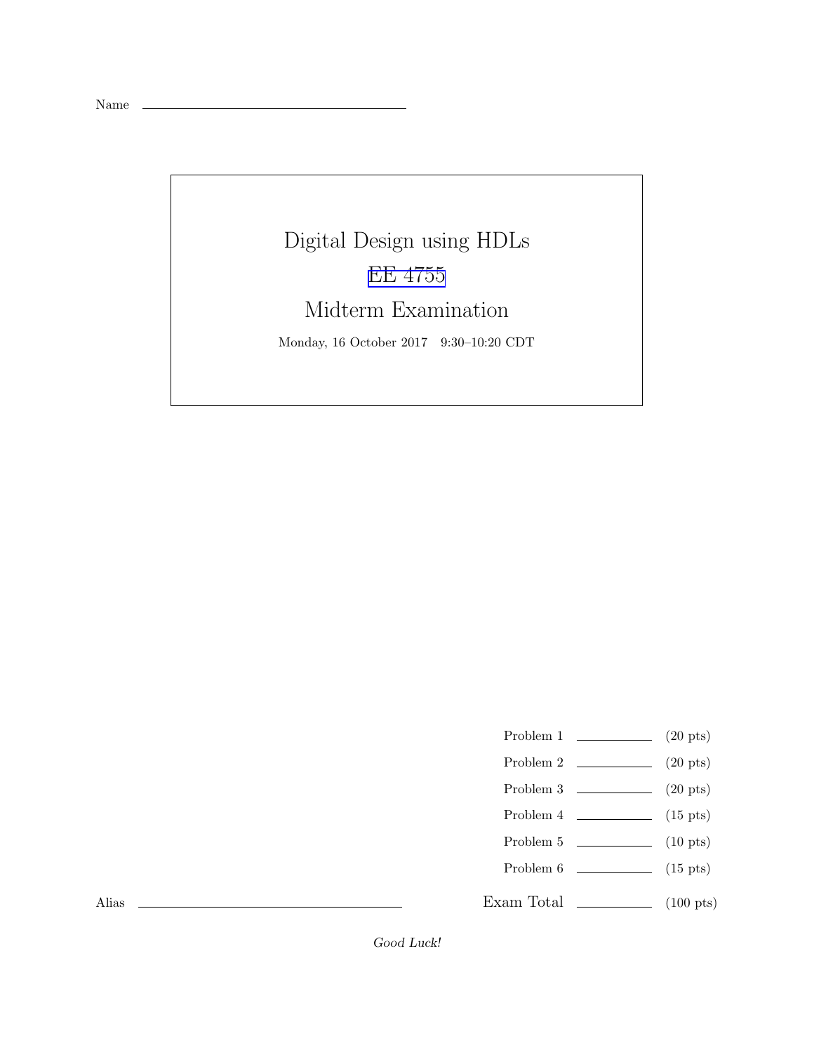Name \_\_\_\_\_\_\_\_\_\_\_\_\_\_\_\_\_\_\_\_\_\_\_\_\_\_\_\_\_\_

# Digital Design using HDLs

## EE 4755

## Midterm Examination

Monday, 16 October 2017 9:30–10:20 CDT

| | | |
|---|---|---|
| Problem 1 | \_\_\_\_\_\_\_\_ | (20 pts) |
| Problem 2 | \_\_\_\_\_\_\_\_ | (20 pts) |
| Problem 3 | \_\_\_\_\_\_\_\_ | (20 pts) |
| Problem 4 | \_\_\_\_\_\_\_\_ | (15 pts) |
| Problem 5 | \_\_\_\_\_\_\_\_ | (10 pts) |
| Problem 6 | \_\_\_\_\_\_\_\_ | (15 pts) |
| Exam Total | \_\_\_\_\_\_\_\_ | (100 pts) |

Alias \_\_\_\_\_\_\_\_\_\_\_\_\_\_\_\_\_\_\_\_\_\_\_\_\_\_\_\_\_\_

*Good Luck!*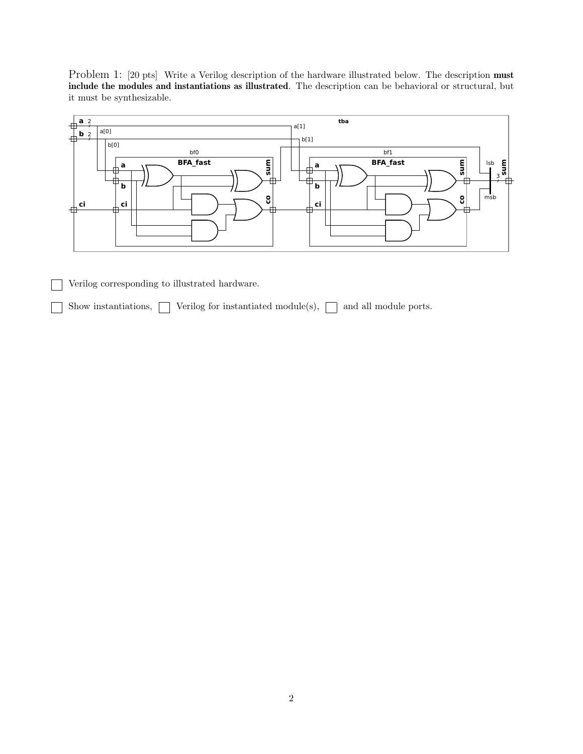Problem 1: [20 pts] Write a Verilog description of the hardware illustrated below. The description **must include the modules and instantiations as illustrated**. The description can be behavioral or structural, but it must be synthesizable.

☐ Verilog corresponding to illustrated hardware.

☐ Show instantiations, ☐ Verilog for instantiated module(s), ☐ and all module ports.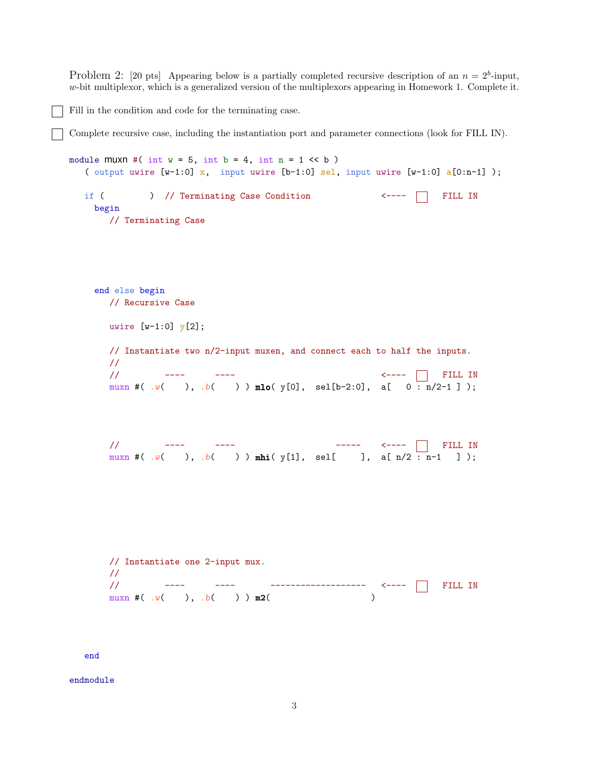Problem 2: [20 pts] Appearing below is a partially completed recursive description of an $n = 2^b$-input, $w$-bit multiplexor, which is a generalized version of the multiplexors appearing in Homework 1. Complete it.

☐ Fill in the condition and code for the terminating case.

☐ Complete recursive case, including the instantiation port and parameter connections (look for FILL IN).

```
module muxn #( int w = 5, int b = 4, int n = 1 << b )
   ( output uwire [w-1:0] x,  input uwire [b-1:0] sel, input uwire [w-1:0] a[0:n-1] );

   if (         )  // Terminating Case Condition              <----  [ ]  FILL IN
     begin
        // Terminating Case






     end else begin
        // Recursive Case

        uwire [w-1:0] y[2];

        // Instantiate two n/2-input muxen, and connect each to half the inputs.
        //
        //         ----      ----                               <----  [ ]  FILL IN
        muxn #( .w(    ), .b(    ) ) mlo( y[0],  sel[b-2:0],  a[   0 : n/2-1 ] );



        //         ----      ----                  -----    <----  [ ]  FILL IN
        muxn #( .w(    ), .b(    ) ) mhi( y[1],  sel[     ],  a[ n/2 : n-1   ] );







        // Instantiate one 2-input mux.
        //
        //         ----      ----       ------------------   <----  [ ]  FILL IN
        muxn #( .w(    ), .b(    ) ) m2(                    )



   end

endmodule
```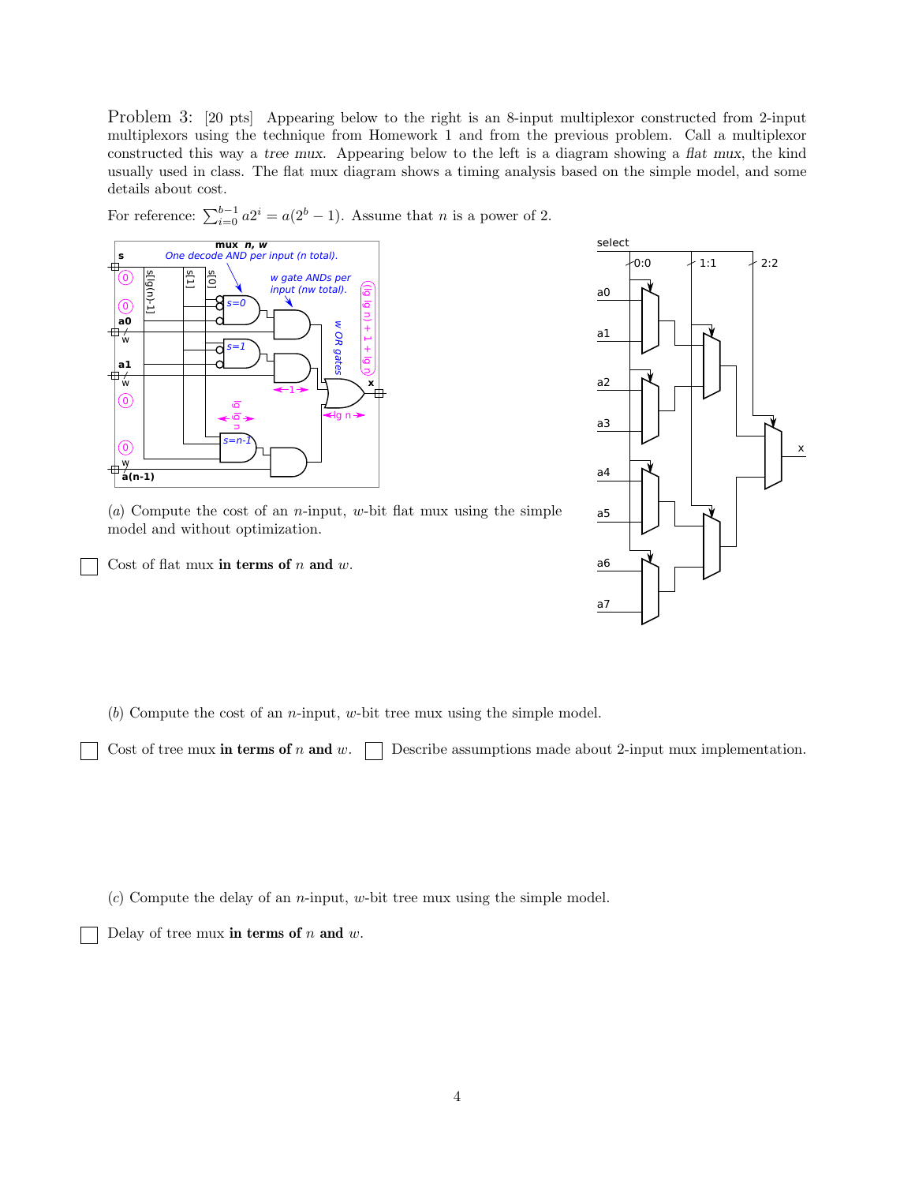Problem 3: [20 pts] Appearing below to the right is an 8-input multiplexor constructed from 2-input multiplexors using the technique from Homework 1 and from the previous problem. Call a multiplexor constructed this way a *tree mux*. Appearing below to the left is a diagram showing a *flat mux*, the kind usually used in class. The flat mux diagram shows a timing analysis based on the simple model, and some details about cost.

For reference: $\sum_{i=0}^{b-1} a2^i = a(2^b - 1)$. Assume that $n$ is a power of 2.

(*a*) Compute the cost of an $n$-input, $w$-bit flat mux using the simple model and without optimization.

☐ Cost of flat mux **in terms of** $n$ **and** $w$.

(*b*) Compute the cost of an $n$-input, $w$-bit tree mux using the simple model.

☐ Cost of tree mux **in terms of** $n$ **and** $w$. ☐ Describe assumptions made about 2-input mux implementation.

(*c*) Compute the delay of an $n$-input, $w$-bit tree mux using the simple model.

☐ Delay of tree mux **in terms of** $n$ **and** $w$.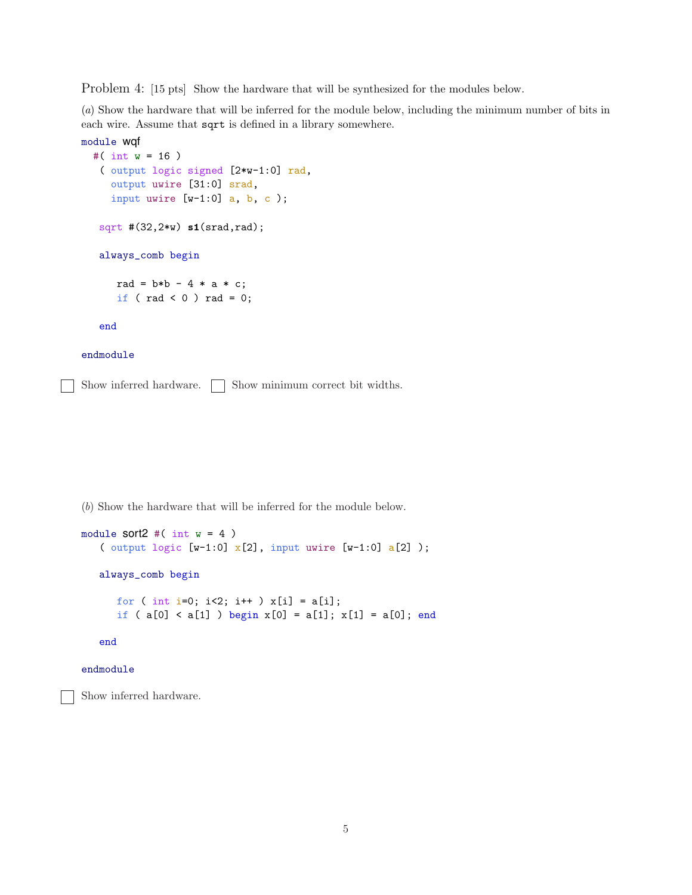Problem 4: [15 pts] Show the hardware that will be synthesized for the modules below.

(*a*) Show the hardware that will be inferred for the module below, including the minimum number of bits in each wire. Assume that `sqrt` is defined in a library somewhere.

```
module wqf
  #( int w = 16 )
   ( output logic signed [2*w-1:0] rad,
     output uwire [31:0] srad,
     input uwire [w-1:0] a, b, c );

   sqrt #(32,2*w) s1(srad,rad);

   always_comb begin

      rad = b*b - 4 * a * c;
      if ( rad < 0 ) rad = 0;

   end

endmodule
```

☐ Show inferred hardware. ☐ Show minimum correct bit widths.

(*b*) Show the hardware that will be inferred for the module below.

```
module sort2 #( int w = 4 )
   ( output logic [w-1:0] x[2], input uwire [w-1:0] a[2] );

   always_comb begin

      for ( int i=0; i<2; i++ ) x[i] = a[i];
      if ( a[0] < a[1] ) begin x[0] = a[1]; x[1] = a[0]; end

   end

endmodule
```

☐ Show inferred hardware.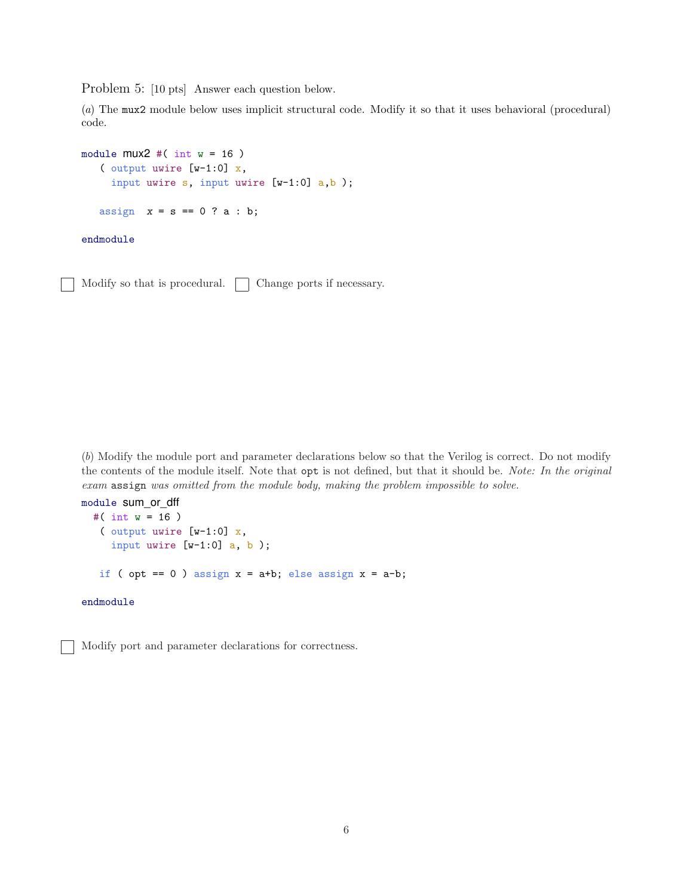Problem 5: [10 pts] Answer each question below.

(*a*) The `mux2` module below uses implicit structural code. Modify it so that it uses behavioral (procedural) code.

```
module mux2 #( int w = 16 )
   ( output uwire [w-1:0] x,
     input uwire s, input uwire [w-1:0] a,b );

   assign  x = s == 0 ? a : b;

endmodule
```

☐ Modify so that is procedural. ☐ Change ports if necessary.

(*b*) Modify the module port and parameter declarations below so that the Verilog is correct. Do not modify the contents of the module itself. Note that `opt` is not defined, but that it should be. *Note: In the original exam* `assign` *was omitted from the module body, making the problem impossible to solve.*

```
module sum_or_dff
  #( int w = 16 )
   ( output uwire [w-1:0] x,
     input uwire [w-1:0] a, b );

   if ( opt == 0 ) assign x = a+b; else assign x = a-b;

endmodule
```

☐ Modify port and parameter declarations for correctness.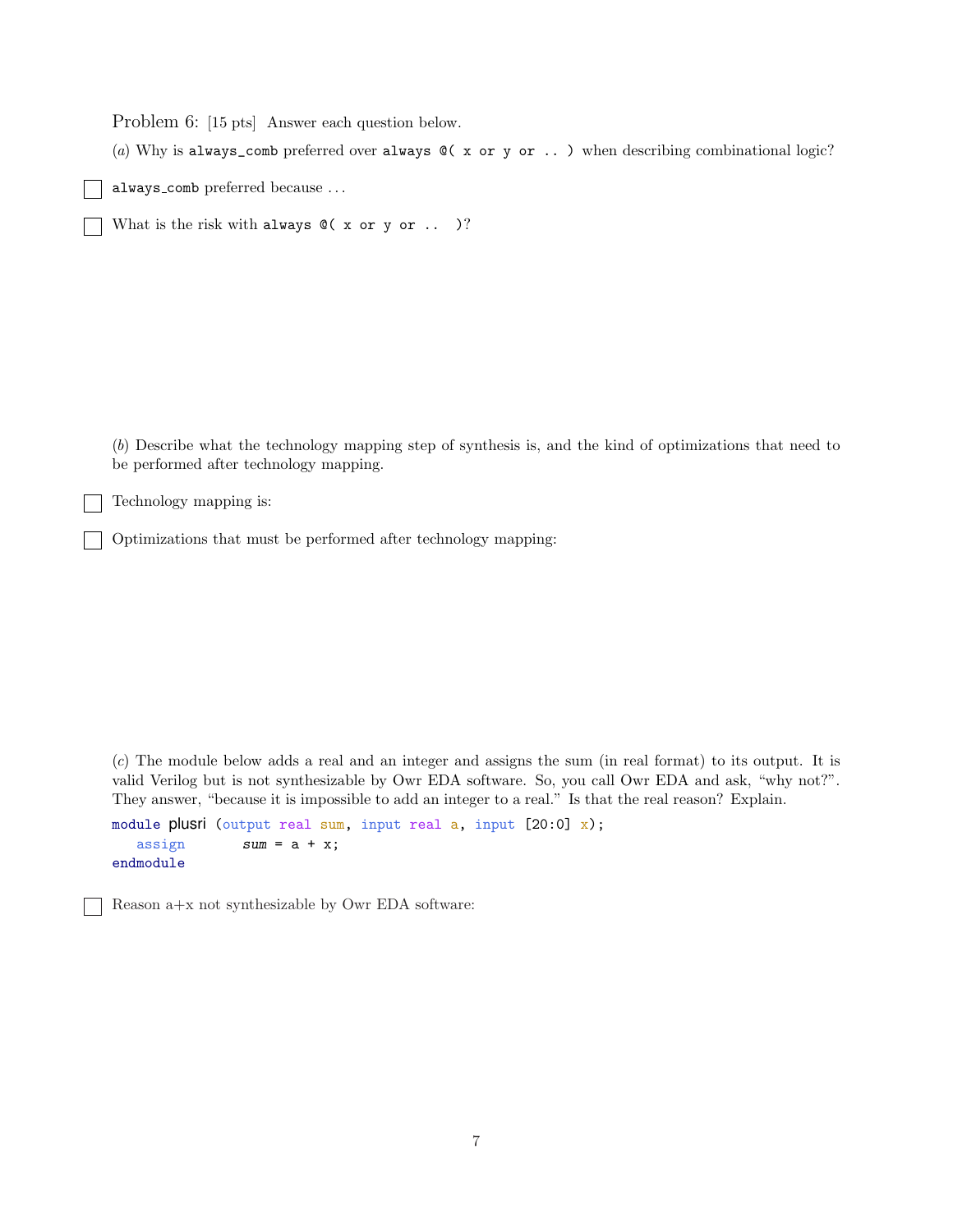Problem 6: [15 pts] Answer each question below.

(*a*) Why is `always_comb` preferred over `always @( x or y or .. )` when describing combinational logic?

☐ `always_comb` preferred because ...

☐ What is the risk with `always @( x or y or .. )`?

(*b*) Describe what the technology mapping step of synthesis is, and the kind of optimizations that need to be performed after technology mapping.

☐ Technology mapping is:

☐ Optimizations that must be performed after technology mapping:

(*c*) The module below adds a real and an integer and assigns the sum (in real format) to its output. It is valid Verilog but is not synthesizable by Owr EDA software. So, you call Owr EDA and ask, "why not?". They answer, "because it is impossible to add an integer to a real." Is that the real reason? Explain.

```
module plusri (output real sum, input real a, input [20:0] x);
   assign      sum = a + x;
endmodule
```

☐ Reason a+x not synthesizable by Owr EDA software: